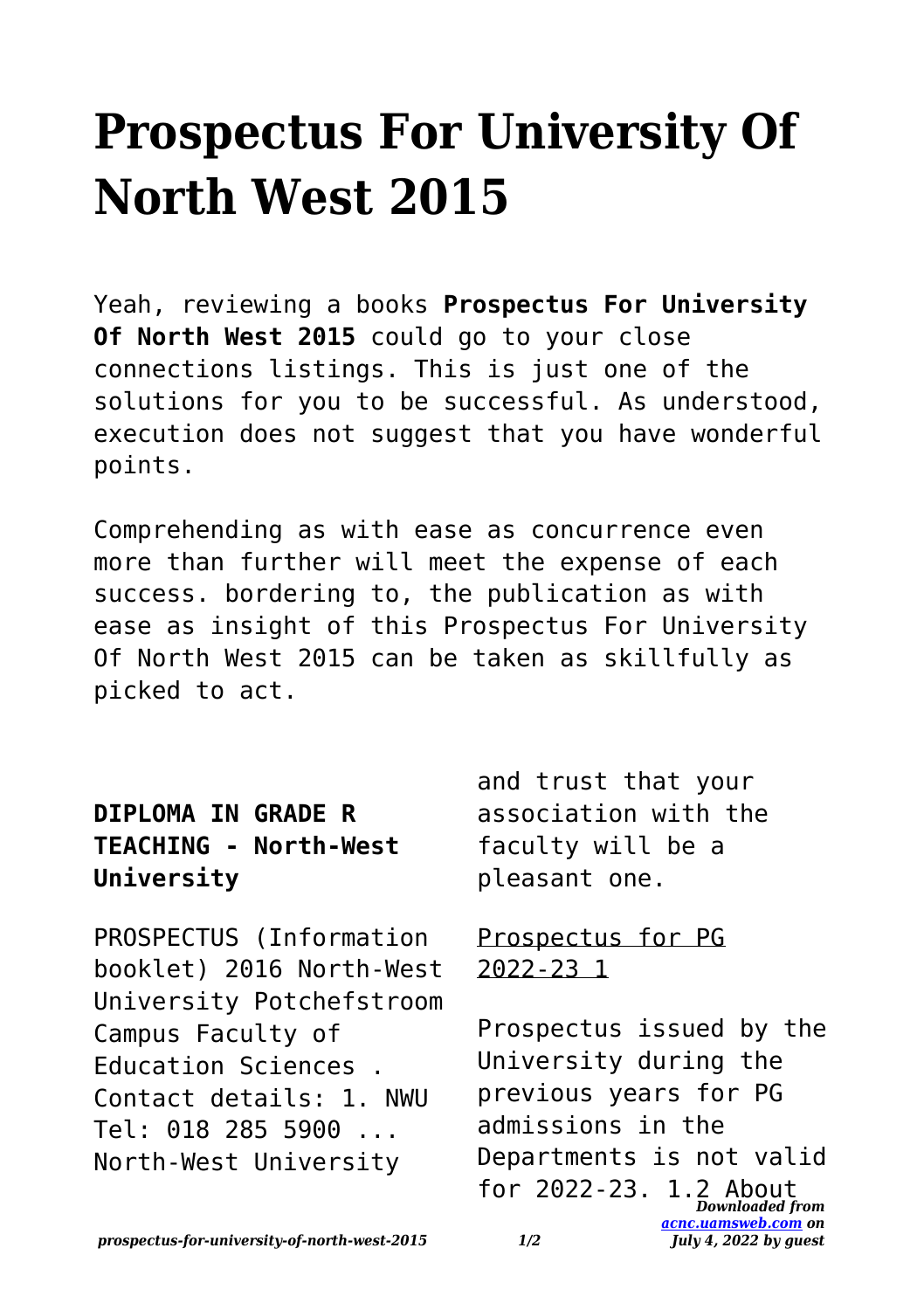# Prospectus For University Of North West 2015

Yeah, reviewing a books **Prospectus For University Of North West 2015** could go to your close connections listings. This is just one of the solutions for you to be successful. As understood, execution does not suggest that you have wonderful points.

Comprehending as with ease as concurrence even more than further will meet the expense of each success. bordering to, the publication as with ease as insight of this Prospectus For University Of North West 2015 can be taken as skillfully as picked to act.

### DIPLOMA IN GRADE R TEACHING - North-West University

PROSPECTUS (Information booklet) 2016 North-West University Potchefstroom Campus Faculty of Education Sciences . Contact details: 1. NWU Tel: 018 285 5900 ... North-West University and trust that your association with the faculty will be a pleasant one.

### Prospectus for PG 2022-23 1

Prospectus issued by the University during the previous years for PG admissions in the Departments is not valid for 2022-23. 1.2 About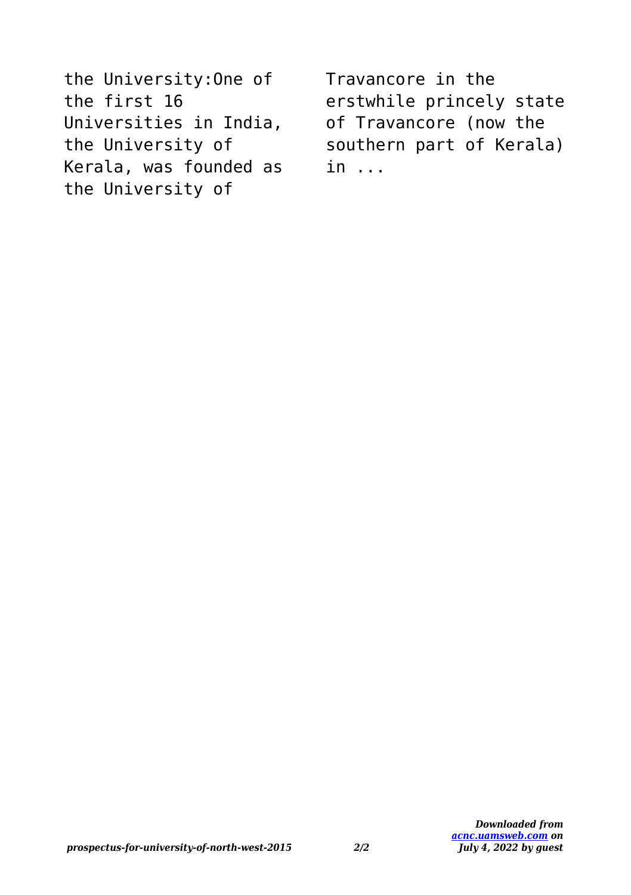the University:One of the first 16 Universities in India, the University of Kerala, was founded as the University of Travancore in the erstwhile princely state of Travancore (now the southern part of Kerala) in ...